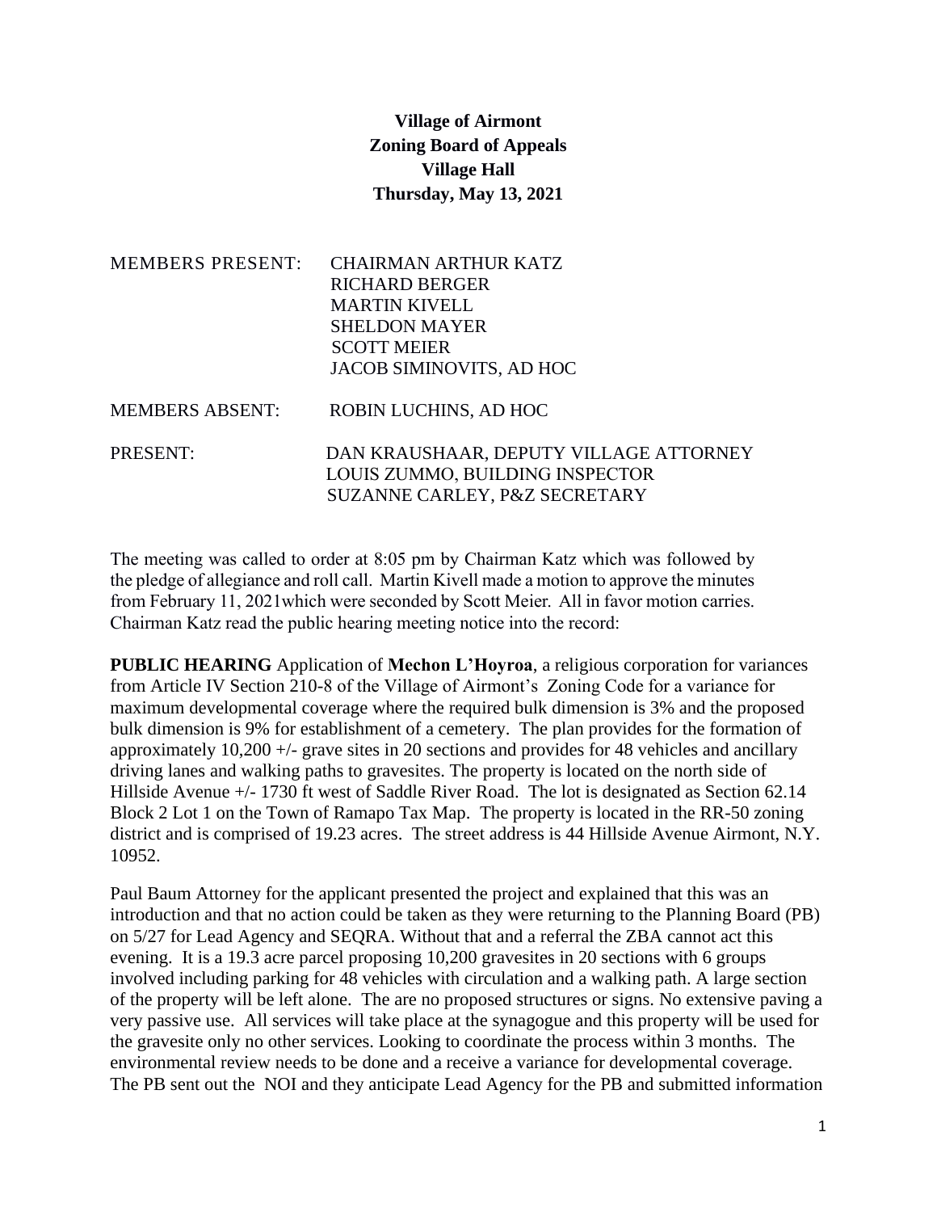**Village of Airmont**
**Zoning Board of Appeals**
**Village Hall**
**Thursday, May 13, 2021**

MEMBERS PRESENT: CHAIRMAN ARTHUR KATZ
RICHARD BERGER
MARTIN KIVELL
SHELDON MAYER
SCOTT MEIER
JACOB SIMINOVITS, AD HOC

MEMBERS ABSENT: ROBIN LUCHINS, AD HOC

PRESENT: DAN KRAUSHAAR, DEPUTY VILLAGE ATTORNEY
LOUIS ZUMMO, BUILDING INSPECTOR
SUZANNE CARLEY, P&Z SECRETARY

The meeting was called to order at 8:05 pm by Chairman Katz which was followed by the pledge of allegiance and roll call. Martin Kivell made a motion to approve the minutes from February 11, 2021which were seconded by Scott Meier. All in favor motion carries. Chairman Katz read the public hearing meeting notice into the record:

**PUBLIC HEARING** Application of **Mechon L'Hoyroa**, a religious corporation for variances from Article IV Section 210-8 of the Village of Airmont's Zoning Code for a variance for maximum developmental coverage where the required bulk dimension is 3% and the proposed bulk dimension is 9% for establishment of a cemetery. The plan provides for the formation of approximately 10,200 +/- grave sites in 20 sections and provides for 48 vehicles and ancillary driving lanes and walking paths to gravesites. The property is located on the north side of Hillside Avenue +/- 1730 ft west of Saddle River Road. The lot is designated as Section 62.14 Block 2 Lot 1 on the Town of Ramapo Tax Map. The property is located in the RR-50 zoning district and is comprised of 19.23 acres. The street address is 44 Hillside Avenue Airmont, N.Y. 10952.

Paul Baum Attorney for the applicant presented the project and explained that this was an introduction and that no action could be taken as they were returning to the Planning Board (PB) on 5/27 for Lead Agency and SEQRA. Without that and a referral the ZBA cannot act this evening. It is a 19.3 acre parcel proposing 10,200 gravesites in 20 sections with 6 groups involved including parking for 48 vehicles with circulation and a walking path. A large section of the property will be left alone. The are no proposed structures or signs. No extensive paving a very passive use. All services will take place at the synagogue and this property will be used for the gravesite only no other services. Looking to coordinate the process within 3 months. The environmental review needs to be done and a receive a variance for developmental coverage. The PB sent out the NOI and they anticipate Lead Agency for the PB and submitted information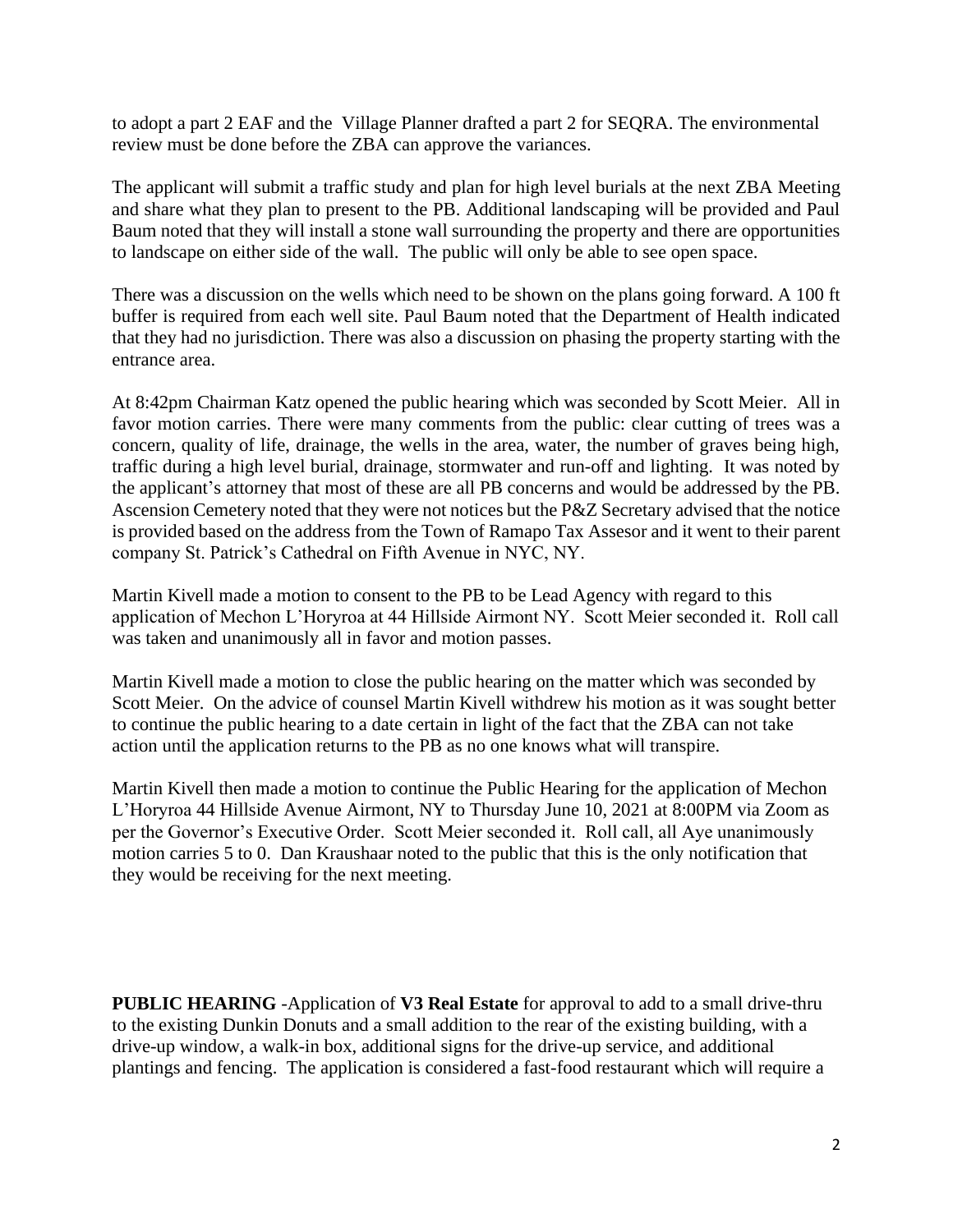to adopt a part 2 EAF and the Village Planner drafted a part 2 for SEQRA. The environmental review must be done before the ZBA can approve the variances.

The applicant will submit a traffic study and plan for high level burials at the next ZBA Meeting and share what they plan to present to the PB. Additional landscaping will be provided and Paul Baum noted that they will install a stone wall surrounding the property and there are opportunities to landscape on either side of the wall. The public will only be able to see open space.

There was a discussion on the wells which need to be shown on the plans going forward. A 100 ft buffer is required from each well site. Paul Baum noted that the Department of Health indicated that they had no jurisdiction. There was also a discussion on phasing the property starting with the entrance area.

At 8:42pm Chairman Katz opened the public hearing which was seconded by Scott Meier. All in favor motion carries. There were many comments from the public: clear cutting of trees was a concern, quality of life, drainage, the wells in the area, water, the number of graves being high, traffic during a high level burial, drainage, stormwater and run-off and lighting. It was noted by the applicant's attorney that most of these are all PB concerns and would be addressed by the PB. Ascension Cemetery noted that they were not notices but the P&Z Secretary advised that the notice is provided based on the address from the Town of Ramapo Tax Assesor and it went to their parent company St. Patrick's Cathedral on Fifth Avenue in NYC, NY.

Martin Kivell made a motion to consent to the PB to be Lead Agency with regard to this application of Mechon L'Horyroa at 44 Hillside Airmont NY. Scott Meier seconded it. Roll call was taken and unanimously all in favor and motion passes.

Martin Kivell made a motion to close the public hearing on the matter which was seconded by Scott Meier. On the advice of counsel Martin Kivell withdrew his motion as it was sought better to continue the public hearing to a date certain in light of the fact that the ZBA can not take action until the application returns to the PB as no one knows what will transpire.

Martin Kivell then made a motion to continue the Public Hearing for the application of Mechon L'Horyroa 44 Hillside Avenue Airmont, NY to Thursday June 10, 2021 at 8:00PM via Zoom as per the Governor's Executive Order. Scott Meier seconded it. Roll call, all Aye unanimously motion carries 5 to 0. Dan Kraushaar noted to the public that this is the only notification that they would be receiving for the next meeting.

**PUBLIC HEARING** -Application of **V3 Real Estate** for approval to add to a small drive-thru to the existing Dunkin Donuts and a small addition to the rear of the existing building, with a drive-up window, a walk-in box, additional signs for the drive-up service, and additional plantings and fencing. The application is considered a fast-food restaurant which will require a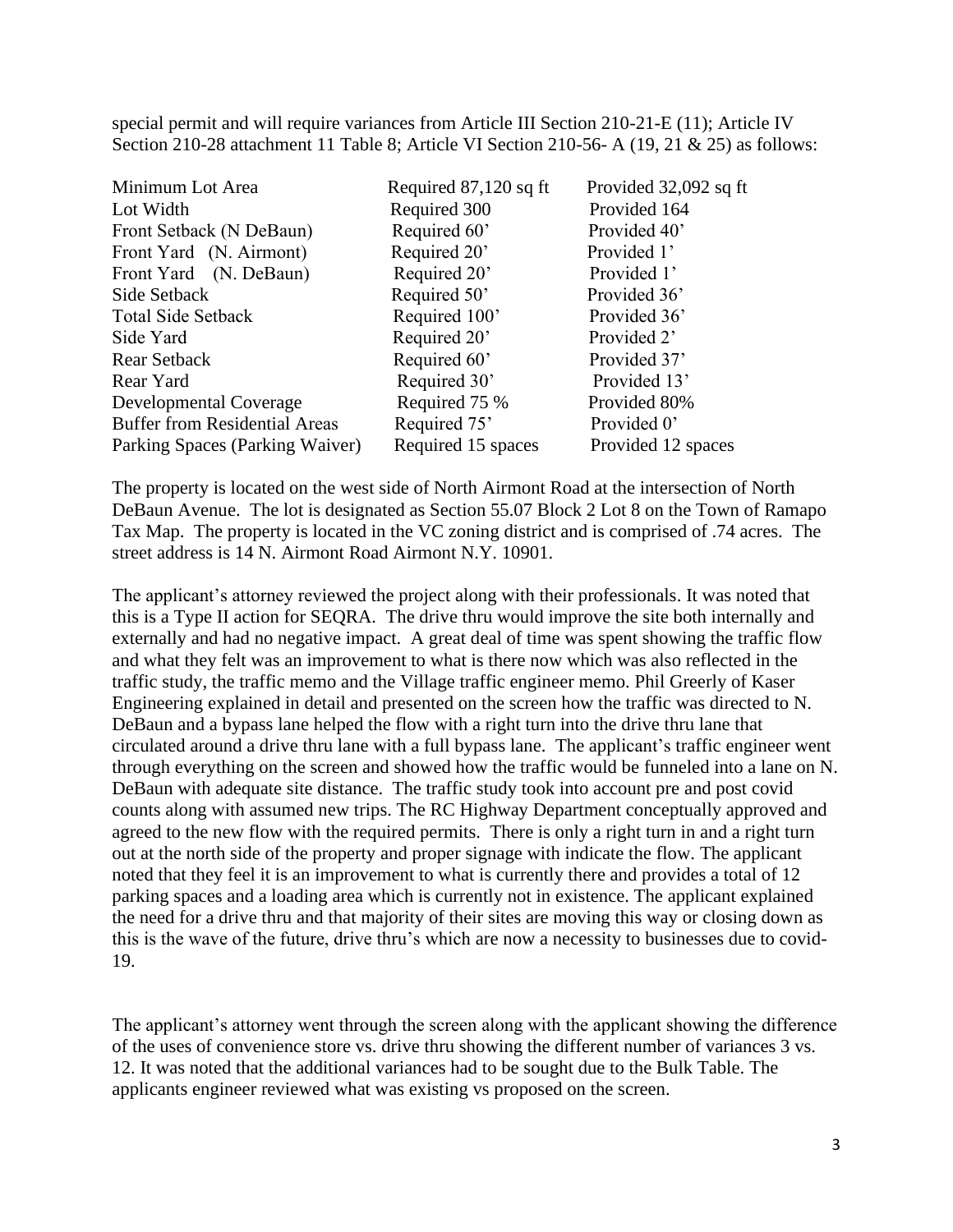special permit and will require variances from Article III Section 210-21-E (11); Article IV Section 210-28 attachment 11 Table 8; Article VI Section 210-56- A (19, 21 & 25) as follows:

| | | |
|---|---|---|
| Minimum Lot Area | Required 87,120 sq ft | Provided 32,092 sq ft |
| Lot Width | Required 300 | Provided 164 |
| Front Setback (N DeBaun) | Required 60’ | Provided 40’ |
| Front Yard (N. Airmont) | Required 20’ | Provided 1’ |
| Front Yard (N. DeBaun) | Required 20’ | Provided 1’ |
| Side Setback | Required 50’ | Provided 36’ |
| Total Side Setback | Required 100’ | Provided 36’ |
| Side Yard | Required 20’ | Provided 2’ |
| Rear Setback | Required 60’ | Provided 37’ |
| Rear Yard | Required 30’ | Provided 13’ |
| Developmental Coverage | Required 75 % | Provided 80% |
| Buffer from Residential Areas | Required 75’ | Provided 0’ |
| Parking Spaces (Parking Waiver) | Required 15 spaces | Provided 12 spaces |

The property is located on the west side of North Airmont Road at the intersection of North DeBaun Avenue. The lot is designated as Section 55.07 Block 2 Lot 8 on the Town of Ramapo Tax Map. The property is located in the VC zoning district and is comprised of .74 acres. The street address is 14 N. Airmont Road Airmont N.Y. 10901.

The applicant’s attorney reviewed the project along with their professionals. It was noted that this is a Type II action for SEQRA. The drive thru would improve the site both internally and externally and had no negative impact. A great deal of time was spent showing the traffic flow and what they felt was an improvement to what is there now which was also reflected in the traffic study, the traffic memo and the Village traffic engineer memo. Phil Greerly of Kaser Engineering explained in detail and presented on the screen how the traffic was directed to N. DeBaun and a bypass lane helped the flow with a right turn into the drive thru lane that circulated around a drive thru lane with a full bypass lane. The applicant’s traffic engineer went through everything on the screen and showed how the traffic would be funneled into a lane on N. DeBaun with adequate site distance. The traffic study took into account pre and post covid counts along with assumed new trips. The RC Highway Department conceptually approved and agreed to the new flow with the required permits. There is only a right turn in and a right turn out at the north side of the property and proper signage with indicate the flow. The applicant noted that they feel it is an improvement to what is currently there and provides a total of 12 parking spaces and a loading area which is currently not in existence. The applicant explained the need for a drive thru and that majority of their sites are moving this way or closing down as this is the wave of the future, drive thru’s which are now a necessity to businesses due to covid-19.

The applicant’s attorney went through the screen along with the applicant showing the difference of the uses of convenience store vs. drive thru showing the different number of variances 3 vs. 12. It was noted that the additional variances had to be sought due to the Bulk Table. The applicants engineer reviewed what was existing vs proposed on the screen.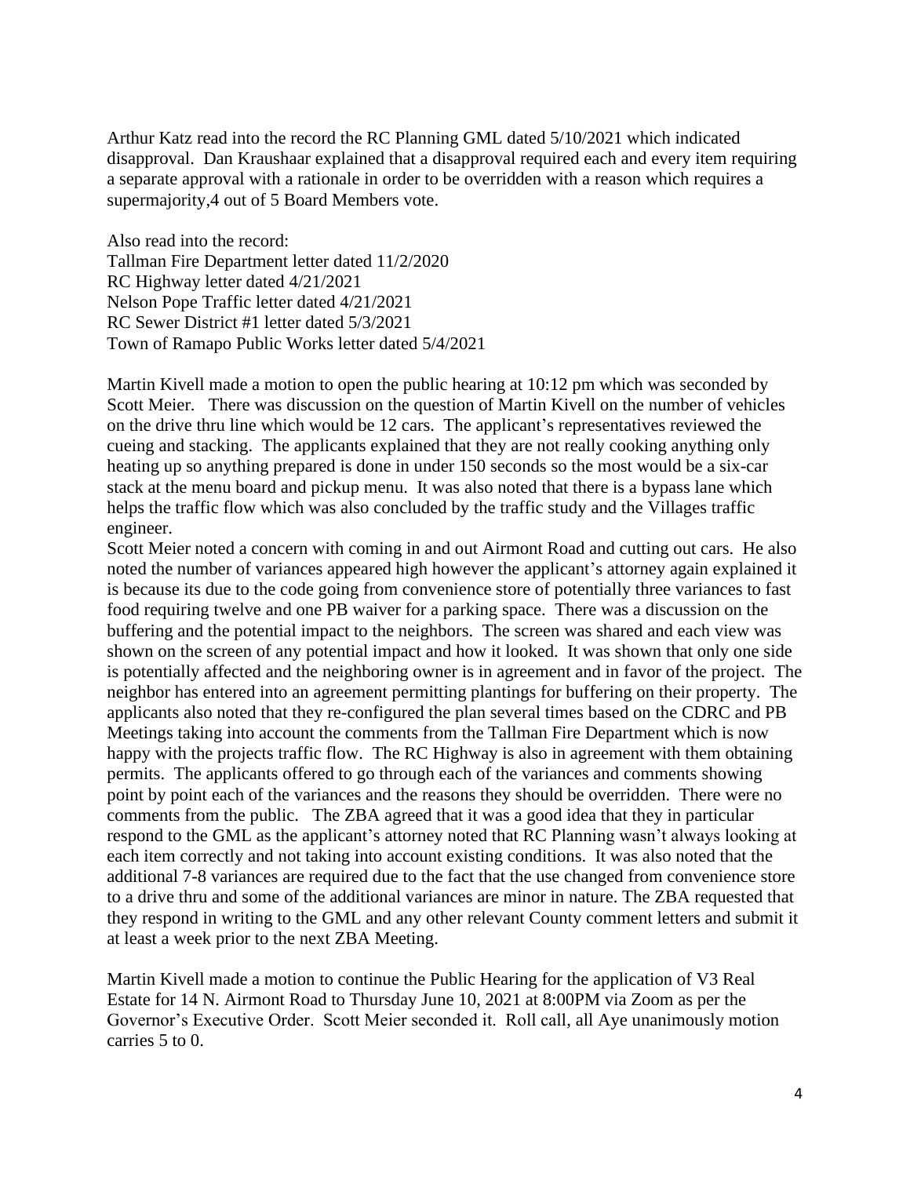Arthur Katz read into the record the RC Planning GML dated 5/10/2021 which indicated disapproval. Dan Kraushaar explained that a disapproval required each and every item requiring a separate approval with a rationale in order to be overridden with a reason which requires a supermajority,4 out of 5 Board Members vote.

Also read into the record:
Tallman Fire Department letter dated 11/2/2020
RC Highway letter dated 4/21/2021
Nelson Pope Traffic letter dated 4/21/2021
RC Sewer District #1 letter dated 5/3/2021
Town of Ramapo Public Works letter dated 5/4/2021

Martin Kivell made a motion to open the public hearing at 10:12 pm which was seconded by Scott Meier. There was discussion on the question of Martin Kivell on the number of vehicles on the drive thru line which would be 12 cars. The applicant's representatives reviewed the cueing and stacking. The applicants explained that they are not really cooking anything only heating up so anything prepared is done in under 150 seconds so the most would be a six-car stack at the menu board and pickup menu. It was also noted that there is a bypass lane which helps the traffic flow which was also concluded by the traffic study and the Villages traffic engineer.
Scott Meier noted a concern with coming in and out Airmont Road and cutting out cars. He also noted the number of variances appeared high however the applicant's attorney again explained it is because its due to the code going from convenience store of potentially three variances to fast food requiring twelve and one PB waiver for a parking space. There was a discussion on the buffering and the potential impact to the neighbors. The screen was shared and each view was shown on the screen of any potential impact and how it looked. It was shown that only one side is potentially affected and the neighboring owner is in agreement and in favor of the project. The neighbor has entered into an agreement permitting plantings for buffering on their property. The applicants also noted that they re-configured the plan several times based on the CDRC and PB Meetings taking into account the comments from the Tallman Fire Department which is now happy with the projects traffic flow. The RC Highway is also in agreement with them obtaining permits. The applicants offered to go through each of the variances and comments showing point by point each of the variances and the reasons they should be overridden. There were no comments from the public. The ZBA agreed that it was a good idea that they in particular respond to the GML as the applicant's attorney noted that RC Planning wasn't always looking at each item correctly and not taking into account existing conditions. It was also noted that the additional 7-8 variances are required due to the fact that the use changed from convenience store to a drive thru and some of the additional variances are minor in nature. The ZBA requested that they respond in writing to the GML and any other relevant County comment letters and submit it at least a week prior to the next ZBA Meeting.

Martin Kivell made a motion to continue the Public Hearing for the application of V3 Real Estate for 14 N. Airmont Road to Thursday June 10, 2021 at 8:00PM via Zoom as per the Governor's Executive Order. Scott Meier seconded it. Roll call, all Aye unanimously motion carries 5 to 0.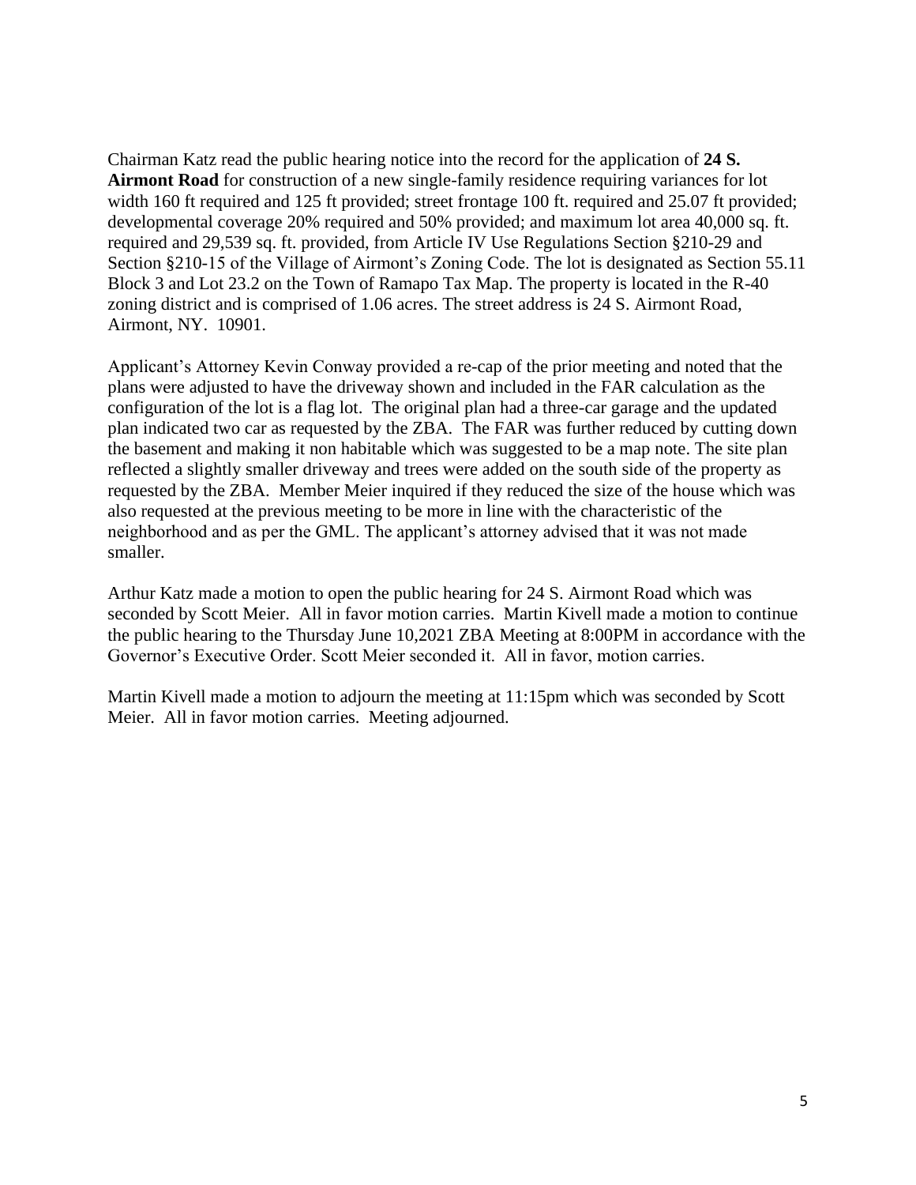Chairman Katz read the public hearing notice into the record for the application of **24 S. Airmont Road** for construction of a new single-family residence requiring variances for lot width 160 ft required and 125 ft provided; street frontage 100 ft. required and 25.07 ft provided; developmental coverage 20% required and 50% provided; and maximum lot area 40,000 sq. ft. required and 29,539 sq. ft. provided, from Article IV Use Regulations Section §210-29 and Section §210-15 of the Village of Airmont's Zoning Code. The lot is designated as Section 55.11 Block 3 and Lot 23.2 on the Town of Ramapo Tax Map. The property is located in the R-40 zoning district and is comprised of 1.06 acres. The street address is 24 S. Airmont Road, Airmont, NY. 10901.

Applicant's Attorney Kevin Conway provided a re-cap of the prior meeting and noted that the plans were adjusted to have the driveway shown and included in the FAR calculation as the configuration of the lot is a flag lot. The original plan had a three-car garage and the updated plan indicated two car as requested by the ZBA. The FAR was further reduced by cutting down the basement and making it non habitable which was suggested to be a map note. The site plan reflected a slightly smaller driveway and trees were added on the south side of the property as requested by the ZBA. Member Meier inquired if they reduced the size of the house which was also requested at the previous meeting to be more in line with the characteristic of the neighborhood and as per the GML. The applicant's attorney advised that it was not made smaller.

Arthur Katz made a motion to open the public hearing for 24 S. Airmont Road which was seconded by Scott Meier. All in favor motion carries. Martin Kivell made a motion to continue the public hearing to the Thursday June 10,2021 ZBA Meeting at 8:00PM in accordance with the Governor's Executive Order. Scott Meier seconded it. All in favor, motion carries.

Martin Kivell made a motion to adjourn the meeting at 11:15pm which was seconded by Scott Meier. All in favor motion carries. Meeting adjourned.